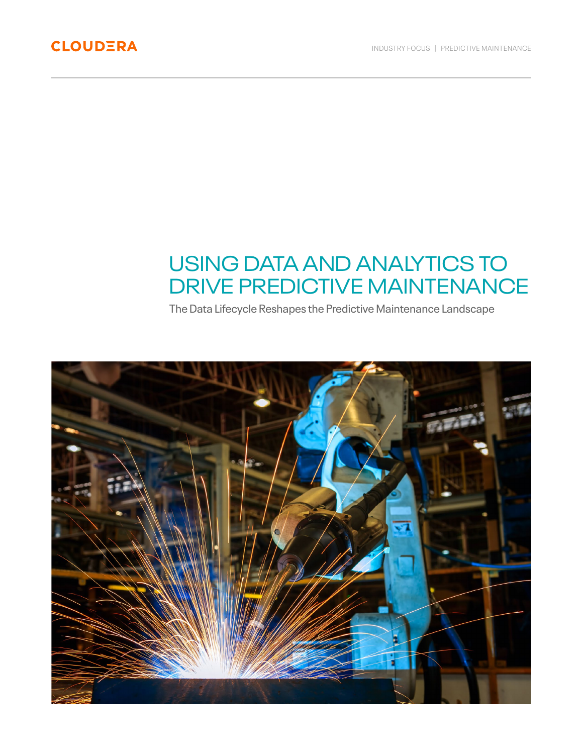CLOUDERA

INDUSTRY FOCUS | PREDICTIVE MAINTENANCE

# USING DATA AND ANALYTICS TO DRIVE PREDICTIVE MAINTENANCE

The Data Lifecycle Reshapes the Predictive Maintenance Landscape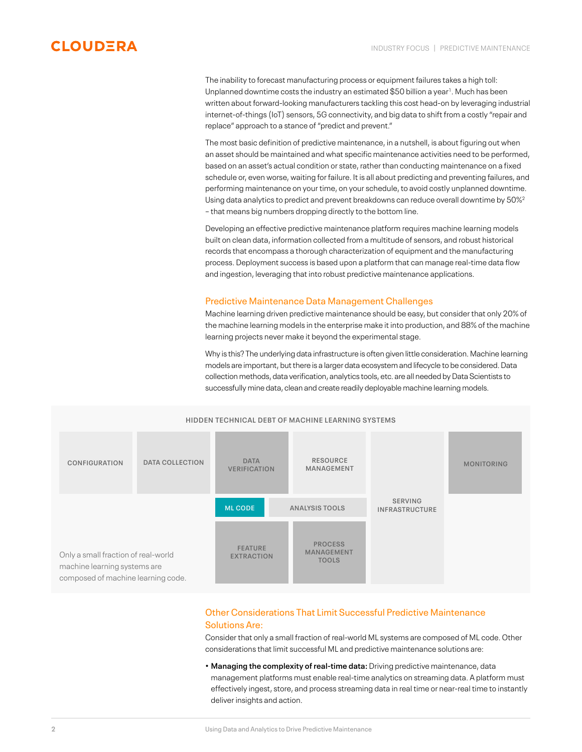The inability to forecast manufacturing process or equipment failures takes a high toll: Unplanned downtime costs the industry an estimated $50 billion a year[1]. Much has been written about forward-looking manufacturers tackling this cost head-on by leveraging industrial internet-of-things (IoT) sensors, 5G connectivity, and big data to shift from a costly "repair and replace" approach to a stance of "predict and prevent."

The most basic definition of predictive maintenance, in a nutshell, is about figuring out when an asset should be maintained and what specific maintenance activities need to be performed, based on an asset's actual condition or state, rather than conducting maintenance on a fixed schedule or, even worse, waiting for failure. It is all about predicting and preventing failures, and performing maintenance on your time, on your schedule, to avoid costly unplanned downtime. Using data analytics to predict and prevent breakdowns can reduce overall downtime by 50%[2] – that means big numbers dropping directly to the bottom line.

Developing an effective predictive maintenance platform requires machine learning models built on clean data, information collected from a multitude of sensors, and robust historical records that encompass a thorough characterization of equipment and the manufacturing process. Deployment success is based upon a platform that can manage real-time data flow and ingestion, leveraging that into robust predictive maintenance applications.

## Predictive Maintenance Data Management Challenges

Machine learning driven predictive maintenance should be easy, but consider that only 20% of the machine learning models in the enterprise make it into production, and 88% of the machine learning projects never make it beyond the experimental stage.

Why is this? The underlying data infrastructure is often given little consideration. Machine learning models are important, but there is a larger data ecosystem and lifecycle to be considered. Data collection methods, data verification, analytics tools, etc. are all needed by Data Scientists to successfully mine data, clean and create readily deployable machine learning models.

**HIDDEN TECHNICAL DEBT OF MACHINE LEARNING SYSTEMS**

CONFIGURATION | DATA COLLECTION | DATA VERIFICATION | RESOURCE MANAGEMENT | SERVING INFRASTRUCTURE | MONITORING | ML CODE | ANALYSIS TOOLS | FEATURE EXTRACTION | PROCESS MANAGEMENT TOOLS

Only a small fraction of real-world machine learning systems are composed of machine learning code.

## Other Considerations That Limit Successful Predictive Maintenance Solutions Are:

Consider that only a small fraction of real-world ML systems are composed of ML code. Other considerations that limit successful ML and predictive maintenance solutions are:

- **Managing the complexity of real-time data:** Driving predictive maintenance, data management platforms must enable real-time analytics on streaming data. A platform must effectively ingest, store, and process streaming data in real time or near-real time to instantly deliver insights and action.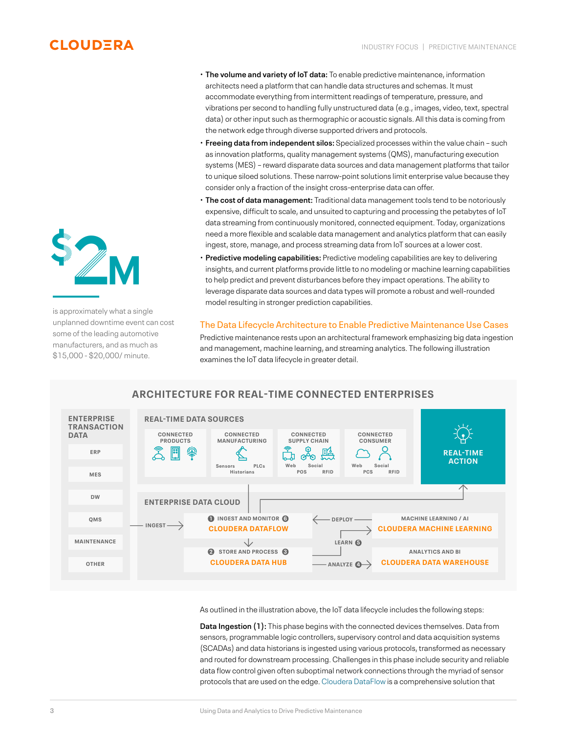- **The volume and variety of IoT data:** To enable predictive maintenance, information architects need a platform that can handle data structures and schemas. It must accommodate everything from intermittent readings of temperature, pressure, and vibrations per second to handling fully unstructured data (e.g., images, video, text, spectral data) or other input such as thermographic or acoustic signals. All this data is coming from the network edge through diverse supported drivers and protocols.
- **Freeing data from independent silos:** Specialized processes within the value chain – such as innovation platforms, quality management systems (QMS), manufacturing execution systems (MES) – reward disparate data sources and data management platforms that tailor to unique siloed solutions. These narrow-point solutions limit enterprise value because they consider only a fraction of the insight cross-enterprise data can offer.
- **The cost of data management:** Traditional data management tools tend to be notoriously expensive, difficult to scale, and unsuited to capturing and processing the petabytes of IoT data streaming from continuously monitored, connected equipment. Today, organizations need a more flexible and scalable data management and analytics platform that can easily ingest, store, manage, and process streaming data from IoT sources at a lower cost.
- **Predictive modeling capabilities:** Predictive modeling capabilities are key to delivering insights, and current platforms provide little to no modeling or machine learning capabilities to help predict and prevent disturbances before they impact operations. The ability to leverage disparate data sources and data types will promote a robust and well-rounded model resulting in stronger prediction capabilities.

**$2M**

is approximately what a single unplanned downtime event can cost some of the leading automotive manufacturers, and as much as $15,000 - $20,000/ minute.

## The Data Lifecycle Architecture to Enable Predictive Maintenance Use Cases

Predictive maintenance rests upon an architectural framework emphasizing big data ingestion and management, machine learning, and streaming analytics. The following illustration examines the IoT data lifecycle in greater detail.

### ARCHITECTURE FOR REAL-TIME CONNECTED ENTERPRISES

**ENTERPRISE TRANSACTION DATA**
- ERP
- MES
- DW
- QMS
- MAINTENANCE
- OTHER

**REAL-TIME DATA SOURCES**
- CONNECTED PRODUCTS
- CONNECTED MANUFACTURING: Sensors, PLCs, Historians
- CONNECTED SUPPLY CHAIN: Web, Social, POS, RFID
- CONNECTED CONSUMER: Web, Social, PCS, RFID

**REAL-TIME ACTION**

**ENTERPRISE DATA CLOUD**
- INGEST →
- 1 INGEST AND MONITOR 6 — CLOUDERA DATAFLOW
- 2 STORE AND PROCESS 3 — CLOUDERA DATA HUB
- ← DEPLOY — MACHINE LEARNING / AI — CLOUDERA MACHINE LEARNING
- LEARN 5
- ANALYZE 4 → ANALYTICS AND BI — CLOUDERA DATA WAREHOUSE

As outlined in the illustration above, the IoT data lifecycle includes the following steps:

**Data Ingestion (1):** This phase begins with the connected devices themselves. Data from sensors, programmable logic controllers, supervisory control and data acquisition systems (SCADAs) and data historians is ingested using various protocols, transformed as necessary and routed for downstream processing. Challenges in this phase include security and reliable data flow control given often suboptimal network connections through the myriad of sensor protocols that are used on the edge. Cloudera DataFlow is a comprehensive solution that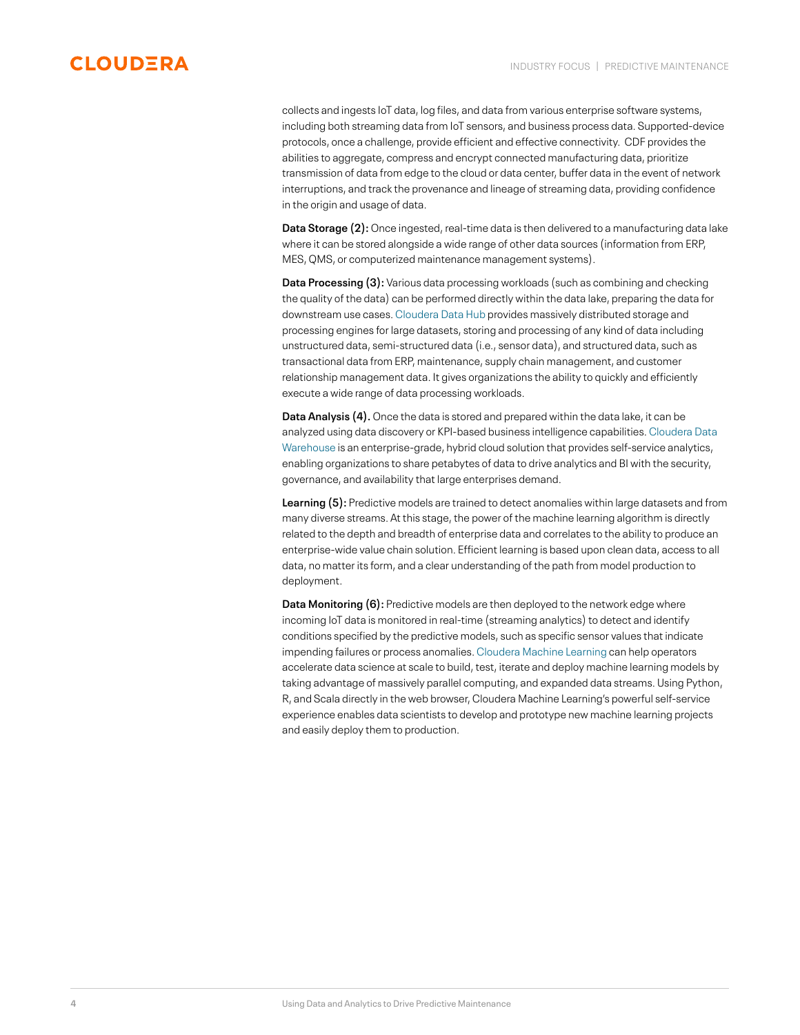collects and ingests IoT data, log files, and data from various enterprise software systems, including both streaming data from IoT sensors, and business process data. Supported-device protocols, once a challenge, provide efficient and effective connectivity.  CDF provides the abilities to aggregate, compress and encrypt connected manufacturing data, prioritize transmission of data from edge to the cloud or data center, buffer data in the event of network interruptions, and track the provenance and lineage of streaming data, providing confidence in the origin and usage of data.

**Data Storage (2):** Once ingested, real-time data is then delivered to a manufacturing data lake where it can be stored alongside a wide range of other data sources (information from ERP, MES, QMS, or computerized maintenance management systems).

**Data Processing (3):** Various data processing workloads (such as combining and checking the quality of the data) can be performed directly within the data lake, preparing the data for downstream use cases. Cloudera Data Hub provides massively distributed storage and processing engines for large datasets, storing and processing of any kind of data including unstructured data, semi-structured data (i.e., sensor data), and structured data, such as transactional data from ERP, maintenance, supply chain management, and customer relationship management data. It gives organizations the ability to quickly and efficiently execute a wide range of data processing workloads.

**Data Analysis (4).** Once the data is stored and prepared within the data lake, it can be analyzed using data discovery or KPI-based business intelligence capabilities. Cloudera Data Warehouse is an enterprise-grade, hybrid cloud solution that provides self-service analytics, enabling organizations to share petabytes of data to drive analytics and BI with the security, governance, and availability that large enterprises demand.

**Learning (5):** Predictive models are trained to detect anomalies within large datasets and from many diverse streams. At this stage, the power of the machine learning algorithm is directly related to the depth and breadth of enterprise data and correlates to the ability to produce an enterprise-wide value chain solution. Efficient learning is based upon clean data, access to all data, no matter its form, and a clear understanding of the path from model production to deployment.

**Data Monitoring (6):** Predictive models are then deployed to the network edge where incoming IoT data is monitored in real-time (streaming analytics) to detect and identify conditions specified by the predictive models, such as specific sensor values that indicate impending failures or process anomalies. Cloudera Machine Learning can help operators accelerate data science at scale to build, test, iterate and deploy machine learning models by taking advantage of massively parallel computing, and expanded data streams. Using Python, R, and Scala directly in the web browser, Cloudera Machine Learning's powerful self-service experience enables data scientists to develop and prototype new machine learning projects and easily deploy them to production.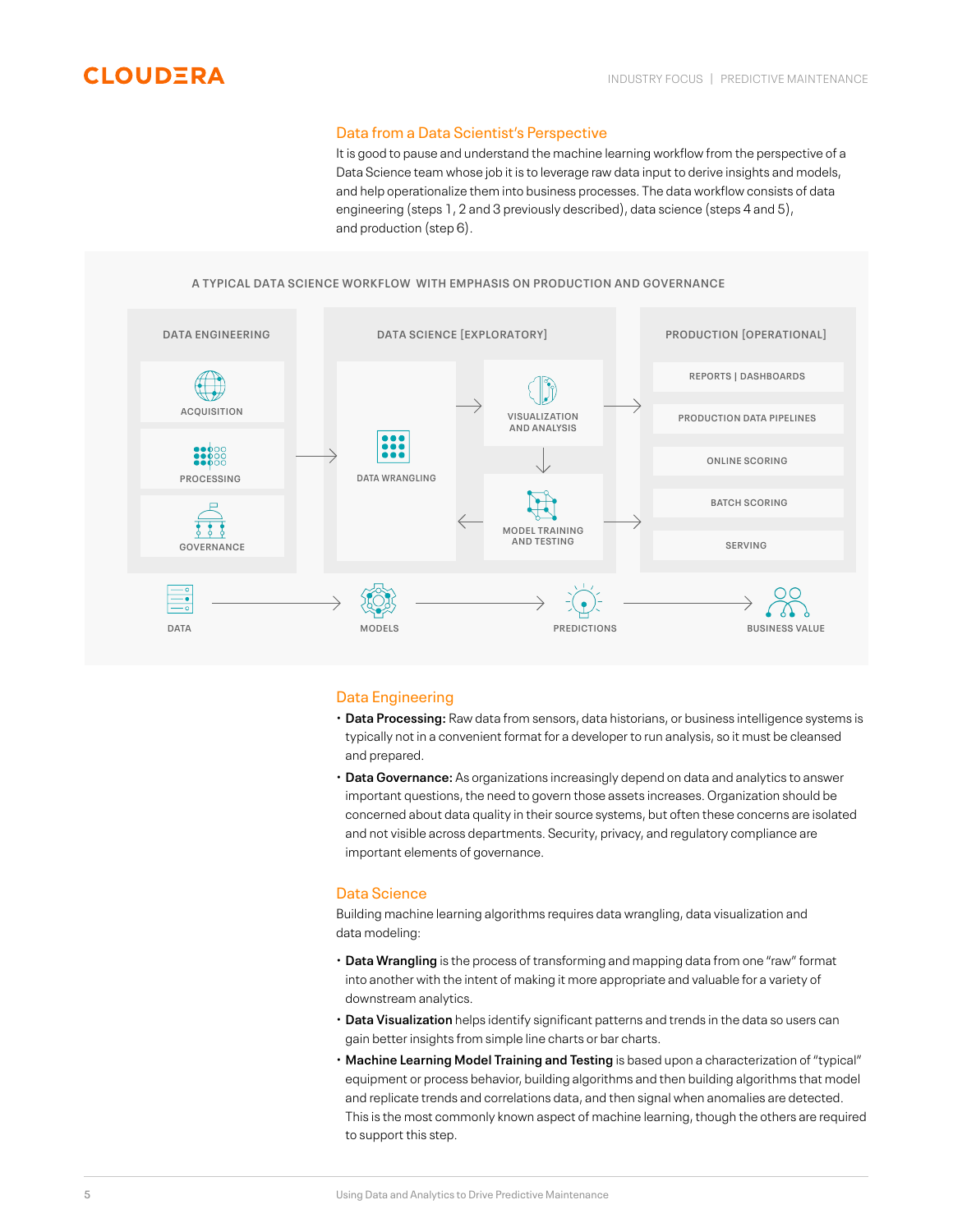## Data from a Data Scientist's Perspective

It is good to pause and understand the machine learning workflow from the perspective of a Data Science team whose job it is to leverage raw data input to derive insights and models, and help operationalize them into business processes. The data workflow consists of data engineering (steps 1, 2 and 3 previously described), data science (steps 4 and 5), and production (step 6).

A TYPICAL DATA SCIENCE WORKFLOW WITH EMPHASIS ON PRODUCTION AND GOVERNANCE

DATA ENGINEERING: ACQUISITION, PROCESSING, GOVERNANCE

DATA SCIENCE [EXPLORATORY]: DATA WRANGLING, VISUALIZATION AND ANALYSIS, MODEL TRAINING AND TESTING

PRODUCTION [OPERATIONAL]: REPORTS | DASHBOARDS, PRODUCTION DATA PIPELINES, ONLINE SCORING, BATCH SCORING, SERVING

DATA → MODELS → PREDICTIONS → BUSINESS VALUE

## Data Engineering

- **Data Processing:** Raw data from sensors, data historians, or business intelligence systems is typically not in a convenient format for a developer to run analysis, so it must be cleansed and prepared.
- **Data Governance:** As organizations increasingly depend on data and analytics to answer important questions, the need to govern those assets increases. Organization should be concerned about data quality in their source systems, but often these concerns are isolated and not visible across departments. Security, privacy, and regulatory compliance are important elements of governance.

## Data Science

Building machine learning algorithms requires data wrangling, data visualization and data modeling:

- **Data Wrangling** is the process of transforming and mapping data from one "raw" format into another with the intent of making it more appropriate and valuable for a variety of downstream analytics.
- **Data Visualization** helps identify significant patterns and trends in the data so users can gain better insights from simple line charts or bar charts.
- **Machine Learning Model Training and Testing** is based upon a characterization of "typical" equipment or process behavior, building algorithms and then building algorithms that model and replicate trends and correlations data, and then signal when anomalies are detected. This is the most commonly known aspect of machine learning, though the others are required to support this step.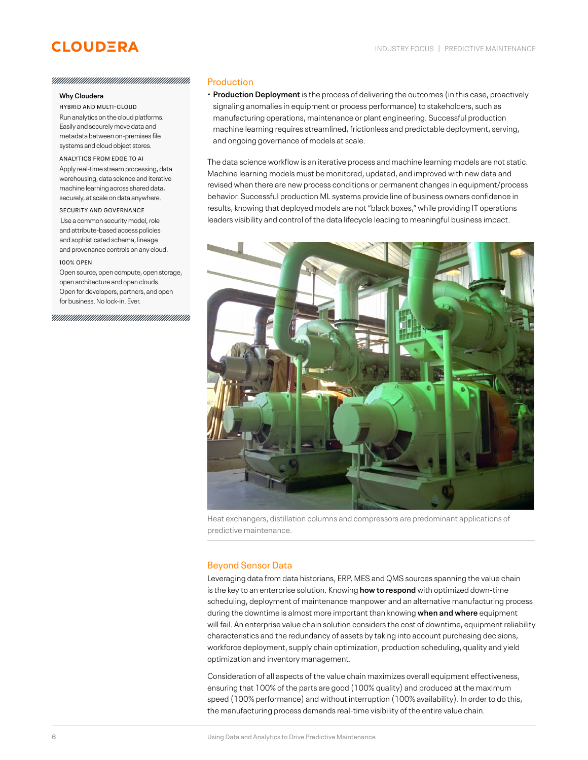### Why Cloudera

HYBRID AND MULTI-CLOUD

Run analytics on the cloud platforms. Easily and securely move data and metadata between on-premises file systems and cloud object stores.

ANALYTICS FROM EDGE TO AI

Apply real-time stream processing, data warehousing, data science and iterative machine learning across shared data, securely, at scale on data anywhere.

SECURITY AND GOVERNANCE

Use a common security model, role and attribute-based access policies and sophisticated schema, lineage and provenance controls on any cloud.

100% OPEN

Open source, open compute, open storage, open architecture and open clouds. Open for developers, partners, and open for business. No lock-in. Ever.

## Production

- **Production Deployment** is the process of delivering the outcomes (in this case, proactively signaling anomalies in equipment or process performance) to stakeholders, such as manufacturing operations, maintenance or plant engineering. Successful production machine learning requires streamlined, frictionless and predictable deployment, serving, and ongoing governance of models at scale.

The data science workflow is an iterative process and machine learning models are not static. Machine learning models must be monitored, updated, and improved with new data and revised when there are new process conditions or permanent changes in equipment/process behavior. Successful production ML systems provide line of business owners confidence in results, knowing that deployed models are not "black boxes," while providing IT operations leaders visibility and control of the data lifecycle leading to meaningful business impact.

Heat exchangers, distillation columns and compressors are predominant applications of predictive maintenance.

## Beyond Sensor Data

Leveraging data from data historians, ERP, MES and QMS sources spanning the value chain is the key to an enterprise solution. Knowing **how to respond** with optimized down-time scheduling, deployment of maintenance manpower and an alternative manufacturing process during the downtime is almost more important than knowing **when and where** equipment will fail. An enterprise value chain solution considers the cost of downtime, equipment reliability characteristics and the redundancy of assets by taking into account purchasing decisions, workforce deployment, supply chain optimization, production scheduling, quality and yield optimization and inventory management.

Consideration of all aspects of the value chain maximizes overall equipment effectiveness, ensuring that 100% of the parts are good (100% quality) and produced at the maximum speed (100% performance) and without interruption (100% availability). In order to do this, the manufacturing process demands real-time visibility of the entire value chain.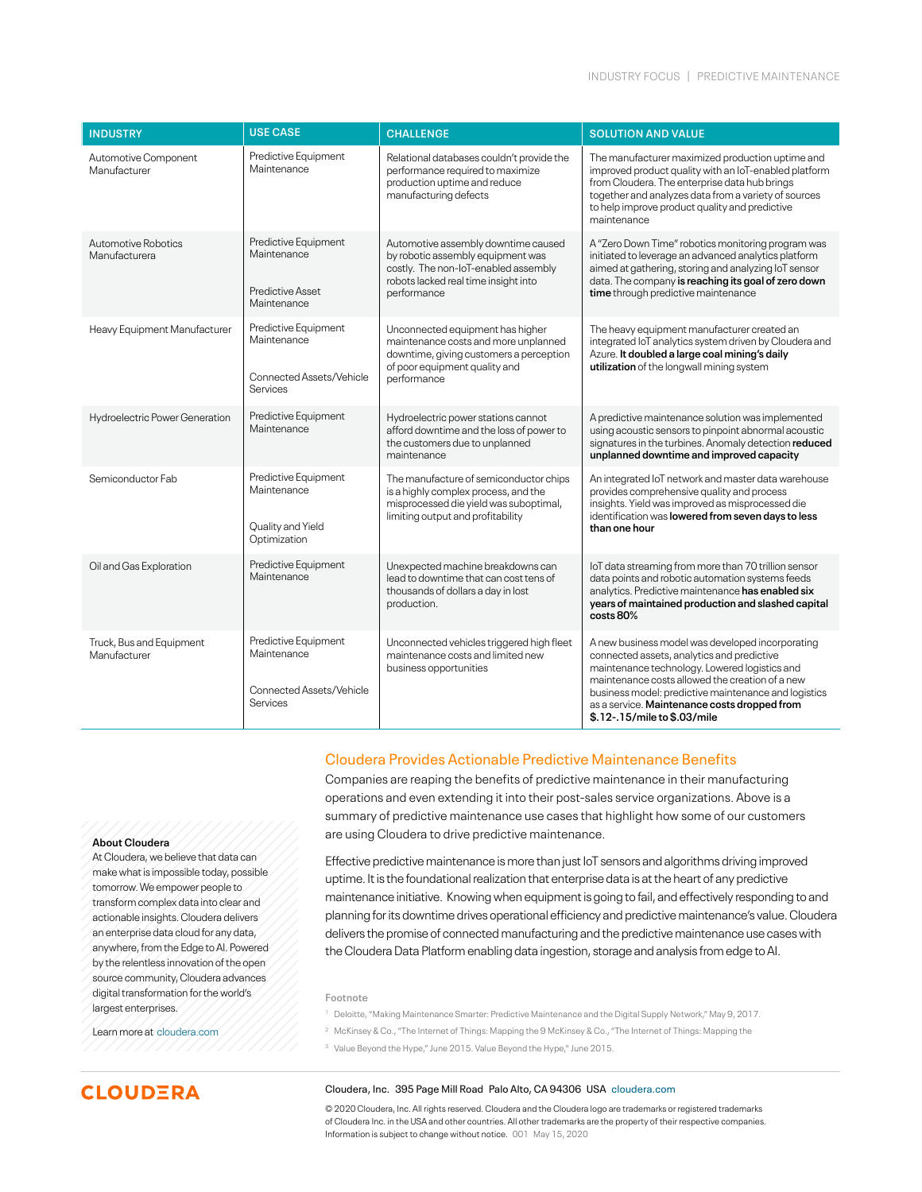| INDUSTRY | USE CASE | CHALLENGE | SOLUTION AND VALUE |
| --- | --- | --- | --- |
| Automotive Component Manufacturer | Predictive Equipment Maintenance | Relational databases couldn't provide the performance required to maximize production uptime and reduce manufacturing defects | The manufacturer maximized production uptime and improved product quality with an IoT-enabled platform from Cloudera. The enterprise data hub brings together and analyzes data from a variety of sources to help improve product quality and predictive maintenance |
| Automotive Robotics Manufacturera | Predictive Equipment Maintenance<br><br>Predictive Asset Maintenance | Automotive assembly downtime caused by robotic assembly equipment was costly. The non-IoT-enabled assembly robots lacked real time insight into performance | A "Zero Down Time" robotics monitoring program was initiated to leverage an advanced analytics platform aimed at gathering, storing and analyzing IoT sensor data. The company **is reaching its goal of zero down time** through predictive maintenance |
| Heavy Equipment Manufacturer | Predictive Equipment Maintenance<br><br>Connected Assets/Vehicle Services | Unconnected equipment has higher maintenance costs and more unplanned downtime, giving customers a perception of poor equipment quality and performance | The heavy equipment manufacturer created an integrated IoT analytics system driven by Cloudera and Azure. **It doubled a large coal mining's daily utilization** of the longwall mining system |
| Hydroelectric Power Generation | Predictive Equipment Maintenance | Hydroelectric power stations cannot afford downtime and the loss of power to the customers due to unplanned maintenance | A predictive maintenance solution was implemented using acoustic sensors to pinpoint abnormal acoustic signatures in the turbines. Anomaly detection **reduced unplanned downtime and improved capacity** |
| Semiconductor Fab | Predictive Equipment Maintenance<br><br>Quality and Yield Optimization | The manufacture of semiconductor chips is a highly complex process, and the misprocessed die yield was suboptimal, limiting output and profitability | An integrated IoT network and master data warehouse provides comprehensive quality and process insights. Yield was improved as misprocessed die identification was **lowered from seven days to less than one hour** |
| Oil and Gas Exploration | Predictive Equipment Maintenance | Unexpected machine breakdowns can lead to downtime that can cost tens of thousands of dollars a day in lost production. | IoT data streaming from more than 70 trillion sensor data points and robotic automation systems feeds analytics. Predictive maintenance **has enabled six years of maintained production and slashed capital costs 80%** |
| Truck, Bus and Equipment Manufacturer | Predictive Equipment Maintenance<br><br>Connected Assets/Vehicle Services | Unconnected vehicles triggered high fleet maintenance costs and limited new business opportunities | A new business model was developed incorporating connected assets, analytics and predictive maintenance technology. Lowered logistics and maintenance costs allowed the creation of a new business model: predictive maintenance and logistics as a service. **Maintenance costs dropped from $.12-.15/mile to $.03/mile** |

## Cloudera Provides Actionable Predictive Maintenance Benefits

Companies are reaping the benefits of predictive maintenance in their manufacturing operations and even extending it into their post-sales service organizations. Above is a summary of predictive maintenance use cases that highlight how some of our customers are using Cloudera to drive predictive maintenance.

Effective predictive maintenance is more than just IoT sensors and algorithms driving improved uptime. It is the foundational realization that enterprise data is at the heart of any predictive maintenance initiative. Knowing when equipment is going to fail, and effectively responding to and planning for its downtime drives operational efficiency and predictive maintenance's value. Cloudera delivers the promise of connected manufacturing and the predictive maintenance use cases with the Cloudera Data Platform enabling data ingestion, storage and analysis from edge to AI.

**Footnote**

[1] Deloitte, "Making Maintenance Smarter: Predictive Maintenance and the Digital Supply Network," May 9, 2017.

[2] McKinsey & Co., "The Internet of Things: Mapping the 9 McKinsey & Co., "The Internet of Things: Mapping the

[3] Value Beyond the Hype," June 2015. Value Beyond the Hype," June 2015.

**About Cloudera**

At Cloudera, we believe that data can make what is impossible today, possible tomorrow. We empower people to transform complex data into clear and actionable insights. Cloudera delivers an enterprise data cloud for any data, anywhere, from the Edge to AI. Powered by the relentless innovation of the open source community, Cloudera advances digital transformation for the world's largest enterprises.

Learn more at cloudera.com

CLOUDERA

Cloudera, Inc. 395 Page Mill Road Palo Alto, CA 94306 USA cloudera.com

© 2020 Cloudera, Inc. All rights reserved. Cloudera and the Cloudera logo are trademarks or registered trademarks of Cloudera Inc. in the USA and other countries. All other trademarks are the property of their respective companies. Information is subject to change without notice. 001 May 15, 2020